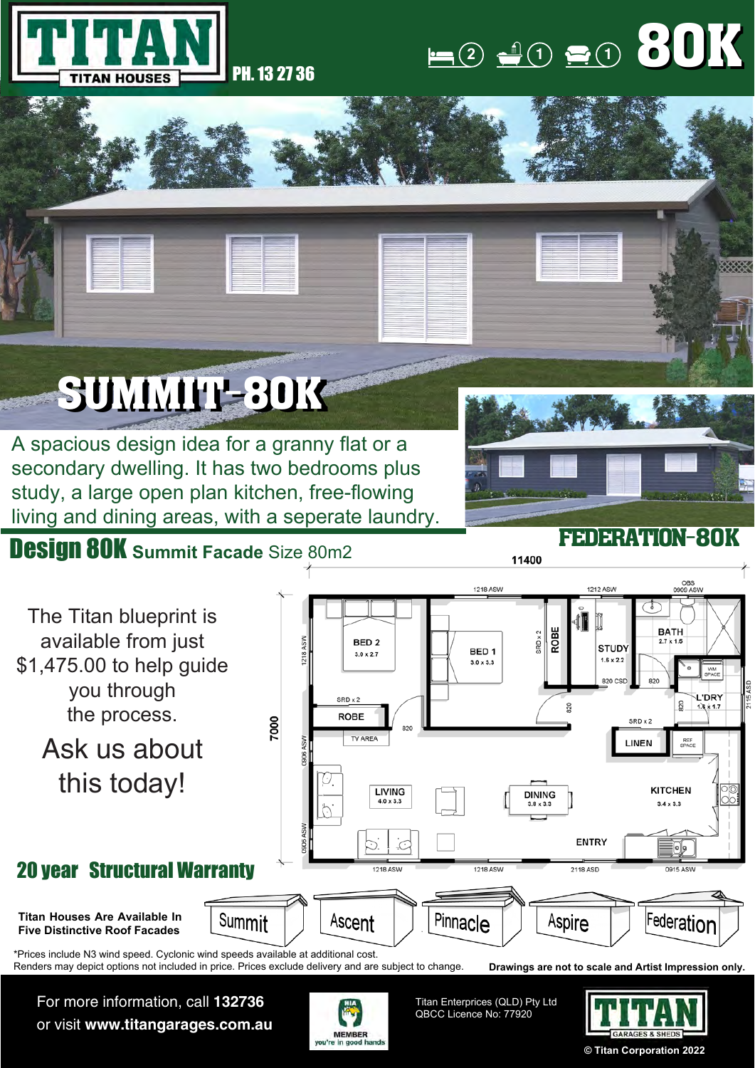# TITAN

TITAN HOUSES

PH. 13 27 36

2 bedrooms, 1 bathroom, 1 living — **80K**

# SUMMIT-80K

A spacious design idea for a granny flat or a secondary dwelling. It has two bedrooms plus study, a large open plan kitchen, free-flowing living and dining areas, with a seperate laundry.

## FEDERATION-80K

## Design 80K **Summit Facade** Size 80m2

The Titan blueprint is available from just $1,475.00 to help guide you through the process.

Ask us about this today!

11400

7000

BED 2 3.0 x 2.7

BED 1 3.0 x 3.3

ROBE

STUDY 1.6 x 2.2

BATH 2.7 x 1.5

L'DRY 1.8 x 1.7

LINEN

KITCHEN 3.4 x 3.3

DINING 3.8 x 3.3

LIVING 4.0 x 3.3

TV AREA

ENTRY

## 20 year Structural Warranty

**Titan Houses Are Available In Five Distinctive Roof Facades**

Summit | Ascent | Pinnacle | Aspire | Federation

*Prices include N3 wind speed. Cyclonic wind speeds available at additional cost.
Renders may depict options not included in price. Prices exclude delivery and are subject to change.

**Drawings are not to scale and Artist Impression only.**

For more information, call **132736**
or visit **www.titangarages.com.au**

HIA MEMBER you're in good hands

Titan Enterprices (QLD) Pty Ltd
QBCC Licence No: 77920

TITAN GARAGES & SHEDS

© Titan Corporation 2022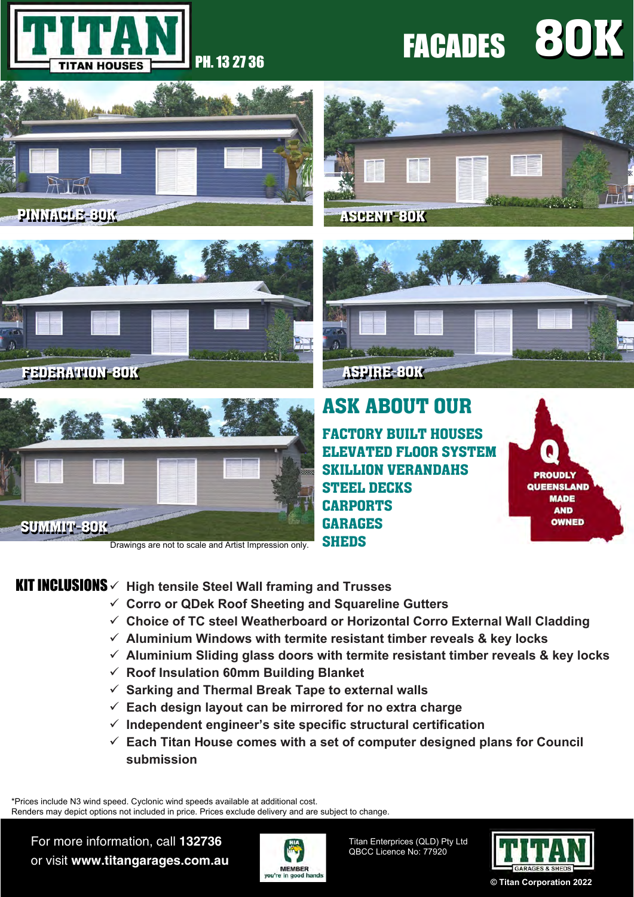# TITAN HOUSES

PH. 13 27 36

# FACADES 80K

PINNACLE-80K

ASCENT-80K

FEDERATION-80K

ASPIRE-80K

SUMMIT-80K

Drawings are not to scale and Artist Impression only.

## ASK ABOUT OUR

**FACTORY BUILT HOUSES**
**ELEVATED FLOOR SYSTEM**
**SKILLION VERANDAHS**
**STEEL DECKS**
**CARPORTS**
**GARAGES**
**SHEDS**

Q PROUDLY QUEENSLAND MADE AND OWNED

## KIT INCLUSIONS

- ✓ High tensile Steel Wall framing and Trusses
- ✓ Corro or QDek Roof Sheeting and Squareline Gutters
- ✓ Choice of TC steel Weatherboard or Horizontal Corro External Wall Cladding
- ✓ Aluminium Windows with termite resistant timber reveals & key locks
- ✓ Aluminium Sliding glass doors with termite resistant timber reveals & key locks
- ✓ Roof Insulation 60mm Building Blanket
- ✓ Sarking and Thermal Break Tape to external walls
- ✓ Each design layout can be mirrored for no extra charge
- ✓ Independent engineer's site specific structural certification
- ✓ Each Titan House comes with a set of computer designed plans for Council submission

*Prices include N3 wind speed. Cyclonic wind speeds available at additional cost.
Renders may depict options not included in price. Prices exclude delivery and are subject to change.

For more information, call **132736**
or visit **www.titangarages.com.au**

HIA MEMBER you're in good hands

Titan Enterprices (QLD) Pty Ltd
QBCC Licence No: 77920

TITAN GARAGES & SHEDS

© Titan Corporation 2022